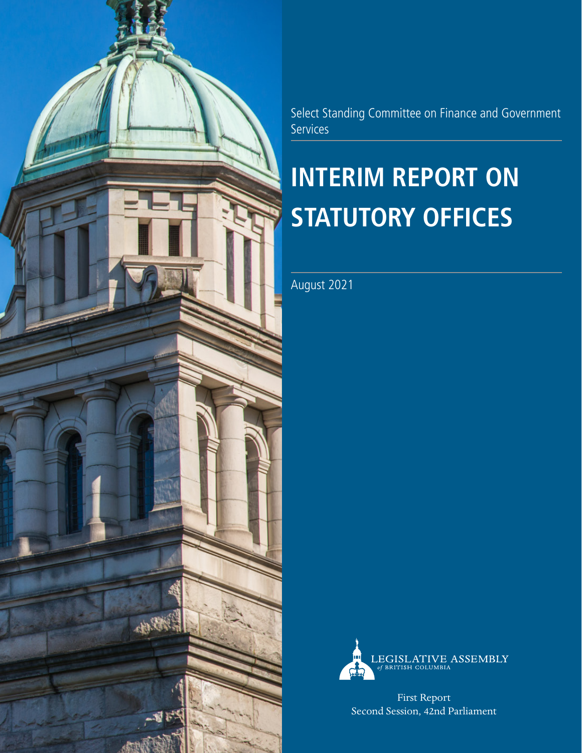Select Standing Committee on Finance and Government Services

# INTERIM REPORT ON STATUTORY OFFICES

August 2021

LEGISLATIVE ASSEMBLY *of* BRITISH COLUMBIA

First Report
Second Session, 42nd Parliament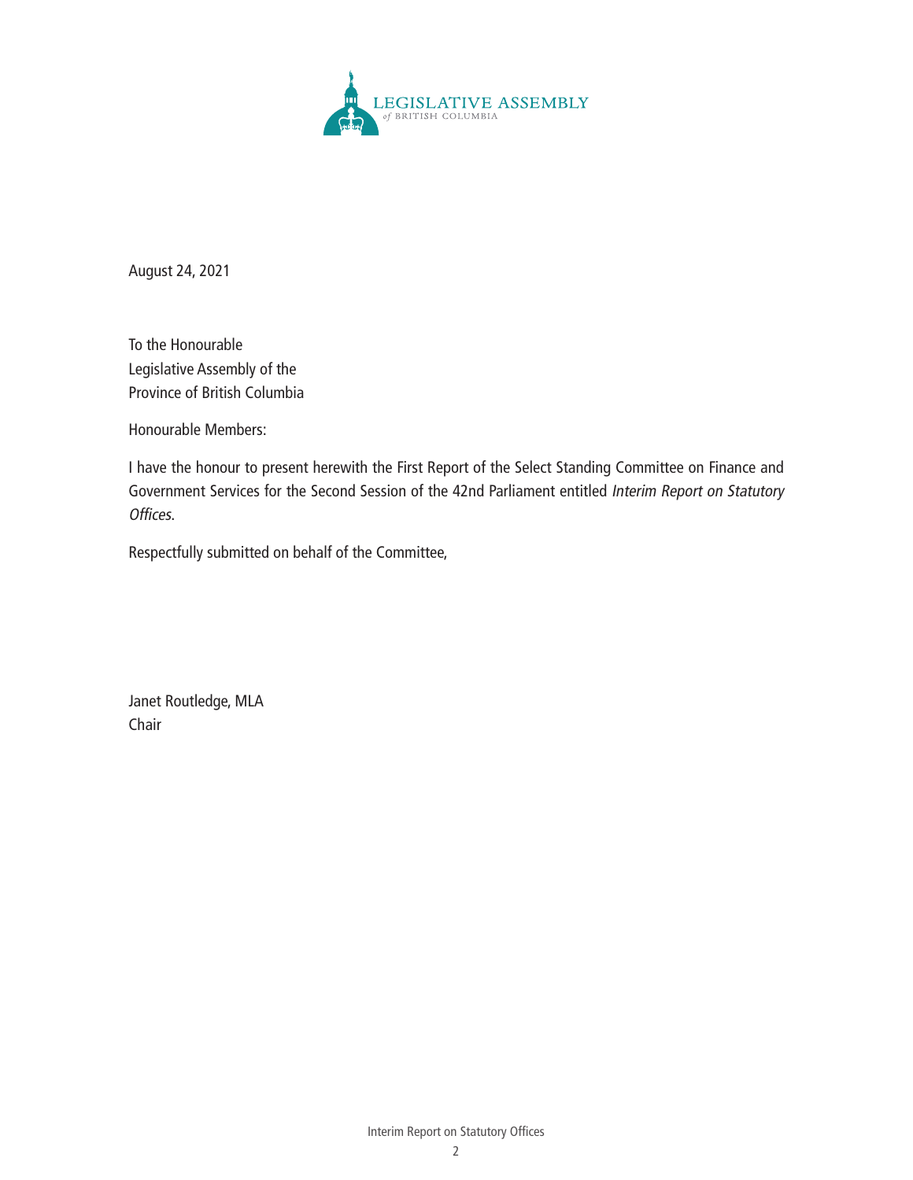LEGISLATIVE ASSEMBLY
*of* BRITISH COLUMBIA

August 24, 2021

To the Honourable
Legislative Assembly of the
Province of British Columbia

Honourable Members:

I have the honour to present herewith the First Report of the Select Standing Committee on Finance and Government Services for the Second Session of the 42nd Parliament entitled *Interim Report on Statutory Offices.*

Respectfully submitted on behalf of the Committee,

Janet Routledge, MLA
Chair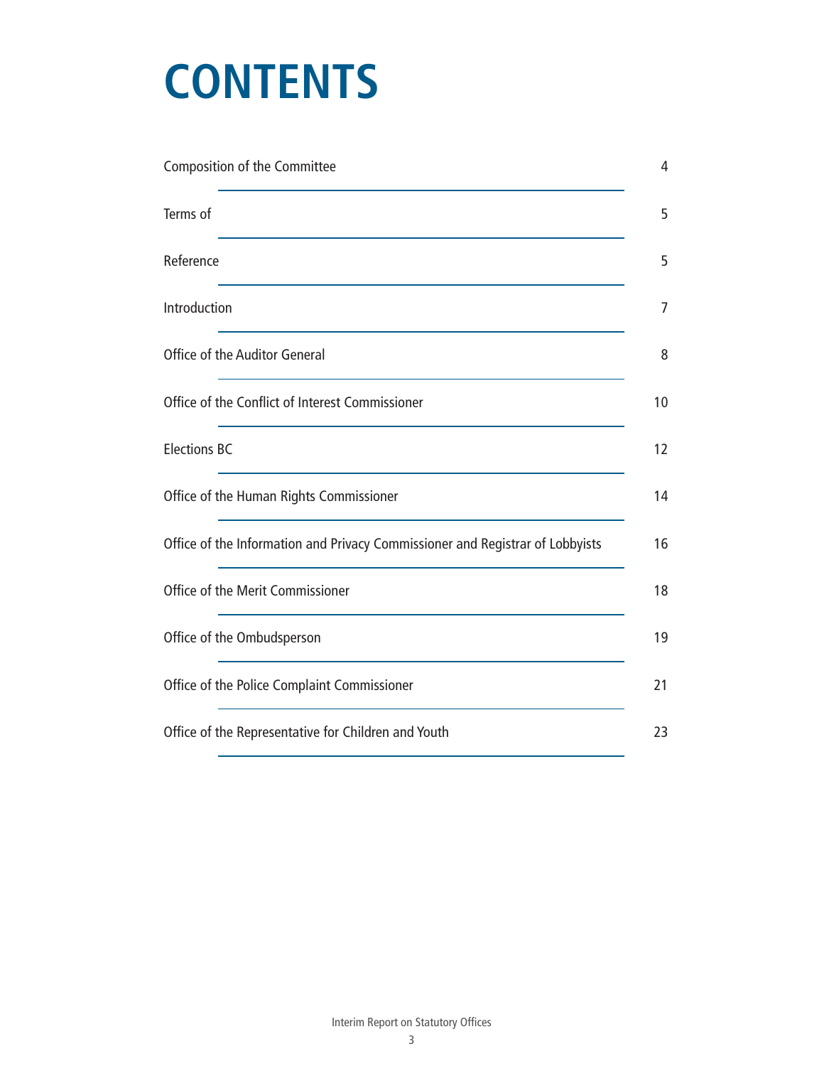# CONTENTS

| | |
|---|---|
| Composition of the Committee | 4 |
| Terms of | 5 |
| Reference | 5 |
| Introduction | 7 |
| Office of the Auditor General | 8 |
| Office of the Conflict of Interest Commissioner | 10 |
| Elections BC | 12 |
| Office of the Human Rights Commissioner | 14 |
| Office of the Information and Privacy Commissioner and Registrar of Lobbyists | 16 |
| Office of the Merit Commissioner | 18 |
| Office of the Ombudsperson | 19 |
| Office of the Police Complaint Commissioner | 21 |
| Office of the Representative for Children and Youth | 23 |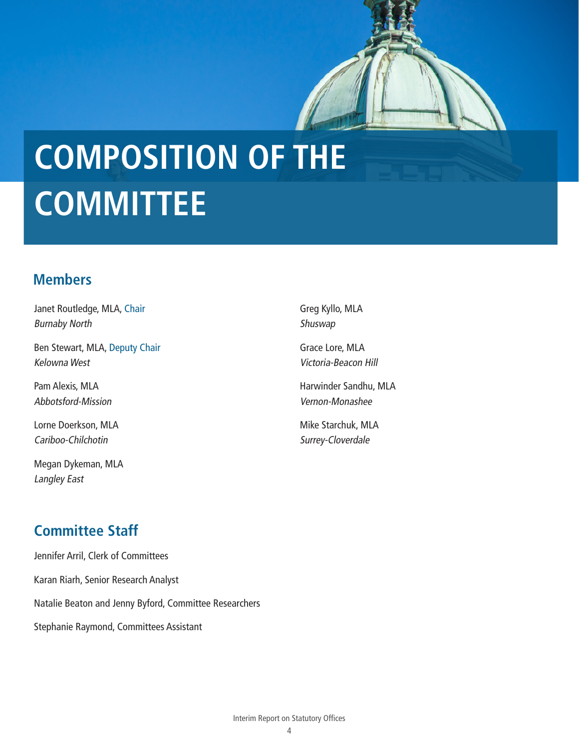# COMPOSITION OF THE COMMITTEE

## Members

Janet Routledge, MLA, Chair
*Burnaby North*

Ben Stewart, MLA, Deputy Chair
*Kelowna West*

Pam Alexis, MLA
*Abbotsford-Mission*

Lorne Doerkson, MLA
*Cariboo-Chilchotin*

Megan Dykeman, MLA
*Langley East*

Greg Kyllo, MLA
*Shuswap*

Grace Lore, MLA
*Victoria-Beacon Hill*

Harwinder Sandhu, MLA
*Vernon-Monashee*

Mike Starchuk, MLA
*Surrey-Cloverdale*

## Committee Staff

Jennifer Arril, Clerk of Committees

Karan Riarh, Senior Research Analyst

Natalie Beaton and Jenny Byford, Committee Researchers

Stephanie Raymond, Committees Assistant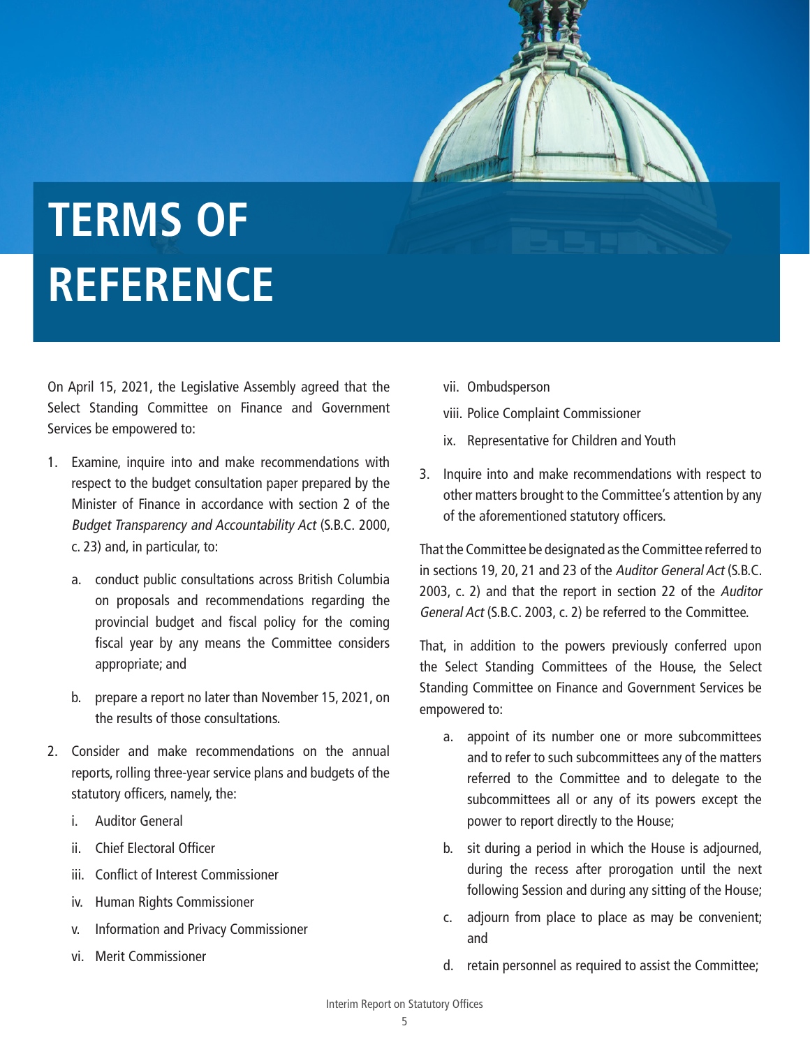# TERMS OF REFERENCE

On April 15, 2021, the Legislative Assembly agreed that the Select Standing Committee on Finance and Government Services be empowered to:

1. Examine, inquire into and make recommendations with respect to the budget consultation paper prepared by the Minister of Finance in accordance with section 2 of the *Budget Transparency and Accountability Act* (S.B.C. 2000, c. 23) and, in particular, to:
    a. conduct public consultations across British Columbia on proposals and recommendations regarding the provincial budget and fiscal policy for the coming fiscal year by any means the Committee considers appropriate; and
    b. prepare a report no later than November 15, 2021, on the results of those consultations.
2. Consider and make recommendations on the annual reports, rolling three-year service plans and budgets of the statutory officers, namely, the:
    i. Auditor General
    ii. Chief Electoral Officer
    iii. Conflict of Interest Commissioner
    iv. Human Rights Commissioner
    v. Information and Privacy Commissioner
    vi. Merit Commissioner
    vii. Ombudsperson
    viii. Police Complaint Commissioner
    ix. Representative for Children and Youth
3. Inquire into and make recommendations with respect to other matters brought to the Committee's attention by any of the aforementioned statutory officers.

That the Committee be designated as the Committee referred to in sections 19, 20, 21 and 23 of the *Auditor General Act* (S.B.C. 2003, c. 2) and that the report in section 22 of the *Auditor General Act* (S.B.C. 2003, c. 2) be referred to the Committee.

That, in addition to the powers previously conferred upon the Select Standing Committees of the House, the Select Standing Committee on Finance and Government Services be empowered to:

a. appoint of its number one or more subcommittees and to refer to such subcommittees any of the matters referred to the Committee and to delegate to the subcommittees all or any of its powers except the power to report directly to the House;
b. sit during a period in which the House is adjourned, during the recess after prorogation until the next following Session and during any sitting of the House;
c. adjourn from place to place as may be convenient; and
d. retain personnel as required to assist the Committee;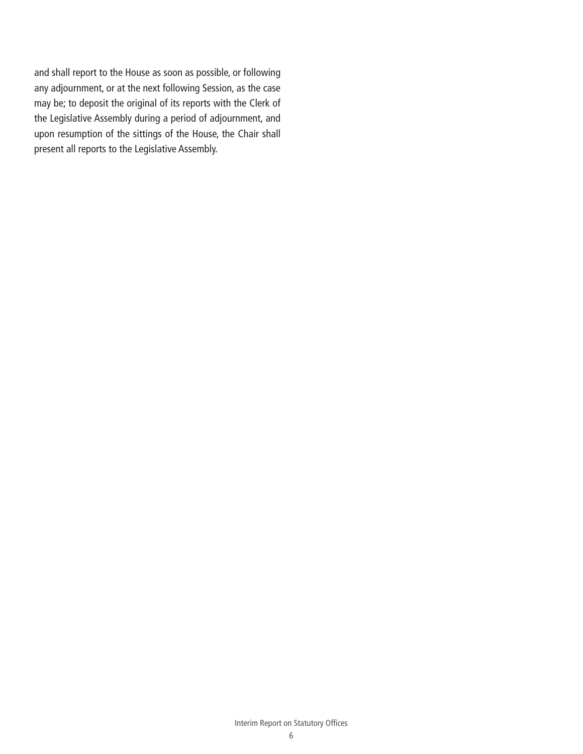and shall report to the House as soon as possible, or following any adjournment, or at the next following Session, as the case may be; to deposit the original of its reports with the Clerk of the Legislative Assembly during a period of adjournment, and upon resumption of the sittings of the House, the Chair shall present all reports to the Legislative Assembly.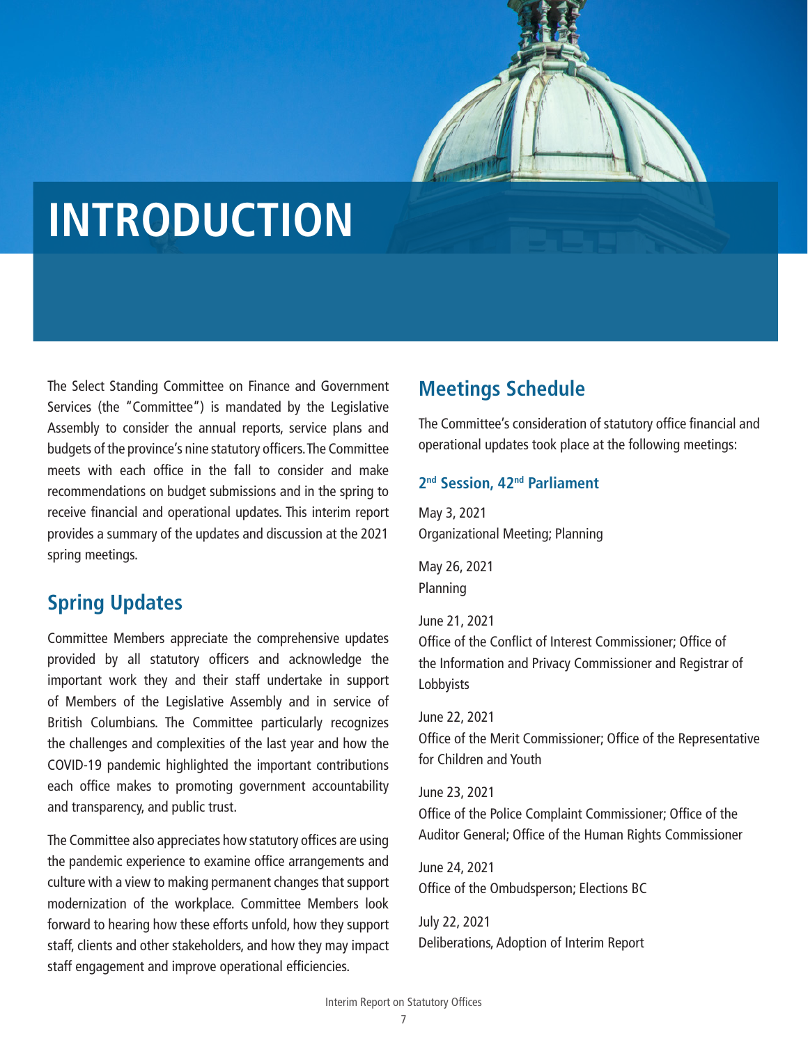# INTRODUCTION

The Select Standing Committee on Finance and Government Services (the "Committee") is mandated by the Legislative Assembly to consider the annual reports, service plans and budgets of the province's nine statutory officers. The Committee meets with each office in the fall to consider and make recommendations on budget submissions and in the spring to receive financial and operational updates. This interim report provides a summary of the updates and discussion at the 2021 spring meetings.

## Spring Updates

Committee Members appreciate the comprehensive updates provided by all statutory officers and acknowledge the important work they and their staff undertake in support of Members of the Legislative Assembly and in service of British Columbians. The Committee particularly recognizes the challenges and complexities of the last year and how the COVID-19 pandemic highlighted the important contributions each office makes to promoting government accountability and transparency, and public trust.

The Committee also appreciates how statutory offices are using the pandemic experience to examine office arrangements and culture with a view to making permanent changes that support modernization of the workplace. Committee Members look forward to hearing how these efforts unfold, how they support staff, clients and other stakeholders, and how they may impact staff engagement and improve operational efficiencies.

## Meetings Schedule

The Committee's consideration of statutory office financial and operational updates took place at the following meetings:

### 2nd Session, 42nd Parliament

May 3, 2021
Organizational Meeting; Planning

May 26, 2021
Planning

June 21, 2021
Office of the Conflict of Interest Commissioner; Office of the Information and Privacy Commissioner and Registrar of Lobbyists

June 22, 2021
Office of the Merit Commissioner; Office of the Representative for Children and Youth

June 23, 2021
Office of the Police Complaint Commissioner; Office of the Auditor General; Office of the Human Rights Commissioner

June 24, 2021
Office of the Ombudsperson; Elections BC

July 22, 2021
Deliberations, Adoption of Interim Report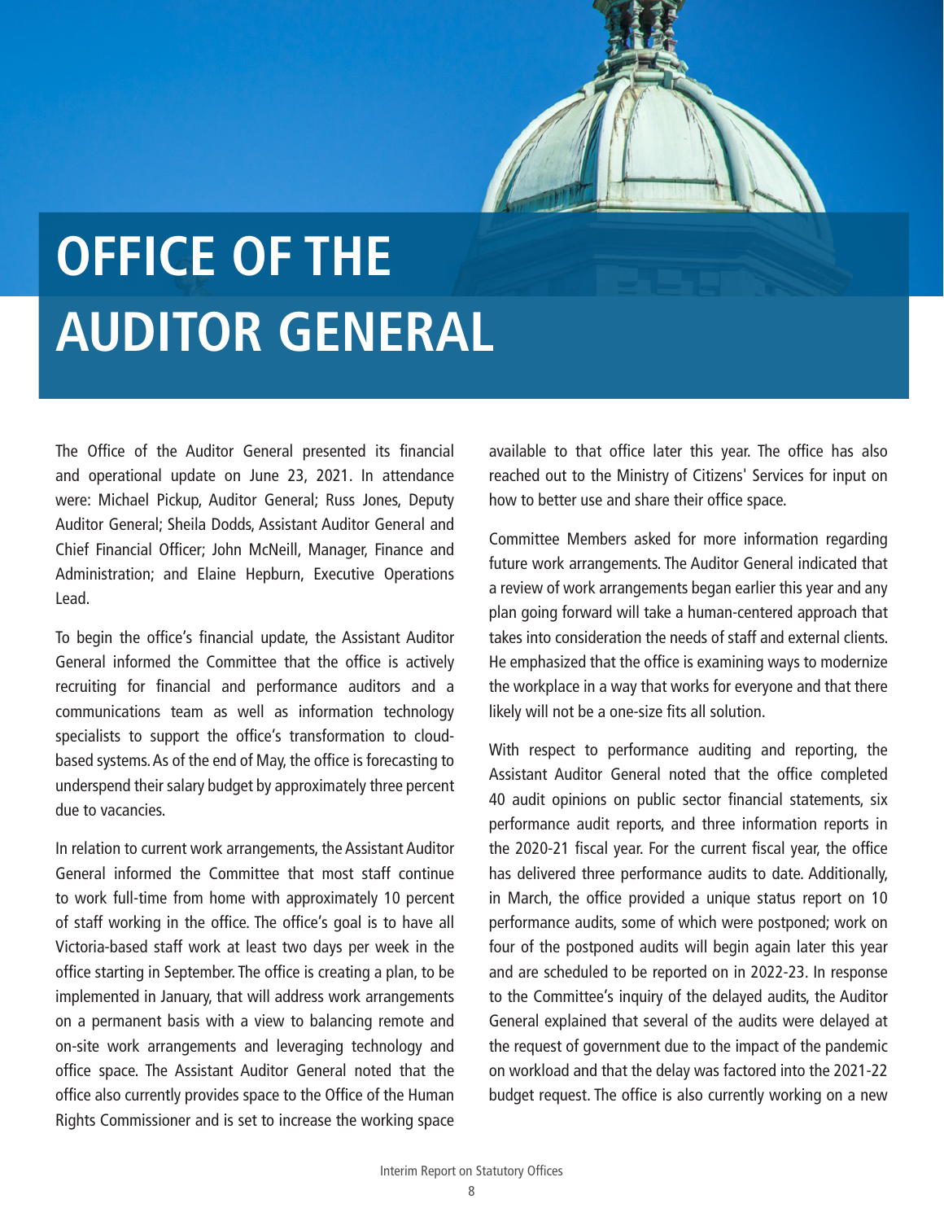# OFFICE OF THE AUDITOR GENERAL

The Office of the Auditor General presented its financial and operational update on June 23, 2021. In attendance were: Michael Pickup, Auditor General; Russ Jones, Deputy Auditor General; Sheila Dodds, Assistant Auditor General and Chief Financial Officer; John McNeill, Manager, Finance and Administration; and Elaine Hepburn, Executive Operations Lead.

To begin the office's financial update, the Assistant Auditor General informed the Committee that the office is actively recruiting for financial and performance auditors and a communications team as well as information technology specialists to support the office's transformation to cloud-based systems. As of the end of May, the office is forecasting to underspend their salary budget by approximately three percent due to vacancies.

In relation to current work arrangements, the Assistant Auditor General informed the Committee that most staff continue to work full-time from home with approximately 10 percent of staff working in the office. The office's goal is to have all Victoria-based staff work at least two days per week in the office starting in September. The office is creating a plan, to be implemented in January, that will address work arrangements on a permanent basis with a view to balancing remote and on-site work arrangements and leveraging technology and office space. The Assistant Auditor General noted that the office also currently provides space to the Office of the Human Rights Commissioner and is set to increase the working space available to that office later this year. The office has also reached out to the Ministry of Citizens' Services for input on how to better use and share their office space.

Committee Members asked for more information regarding future work arrangements. The Auditor General indicated that a review of work arrangements began earlier this year and any plan going forward will take a human-centered approach that takes into consideration the needs of staff and external clients. He emphasized that the office is examining ways to modernize the workplace in a way that works for everyone and that there likely will not be a one-size fits all solution.

With respect to performance auditing and reporting, the Assistant Auditor General noted that the office completed 40 audit opinions on public sector financial statements, six performance audit reports, and three information reports in the 2020-21 fiscal year. For the current fiscal year, the office has delivered three performance audits to date. Additionally, in March, the office provided a unique status report on 10 performance audits, some of which were postponed; work on four of the postponed audits will begin again later this year and are scheduled to be reported on in 2022-23. In response to the Committee's inquiry of the delayed audits, the Auditor General explained that several of the audits were delayed at the request of government due to the impact of the pandemic on workload and that the delay was factored into the 2021-22 budget request. The office is also currently working on a new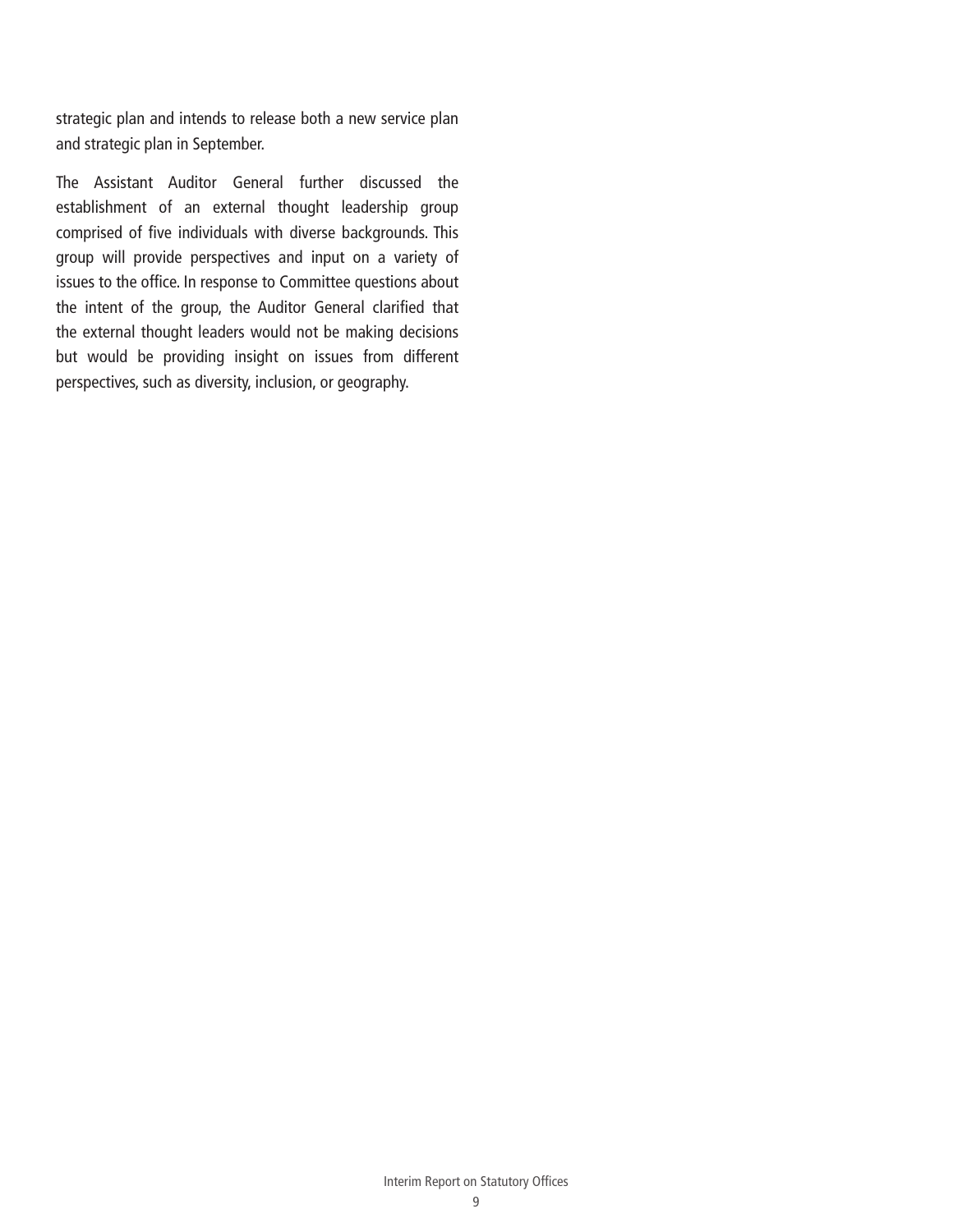strategic plan and intends to release both a new service plan and strategic plan in September.

The Assistant Auditor General further discussed the establishment of an external thought leadership group comprised of five individuals with diverse backgrounds. This group will provide perspectives and input on a variety of issues to the office. In response to Committee questions about the intent of the group, the Auditor General clarified that the external thought leaders would not be making decisions but would be providing insight on issues from different perspectives, such as diversity, inclusion, or geography.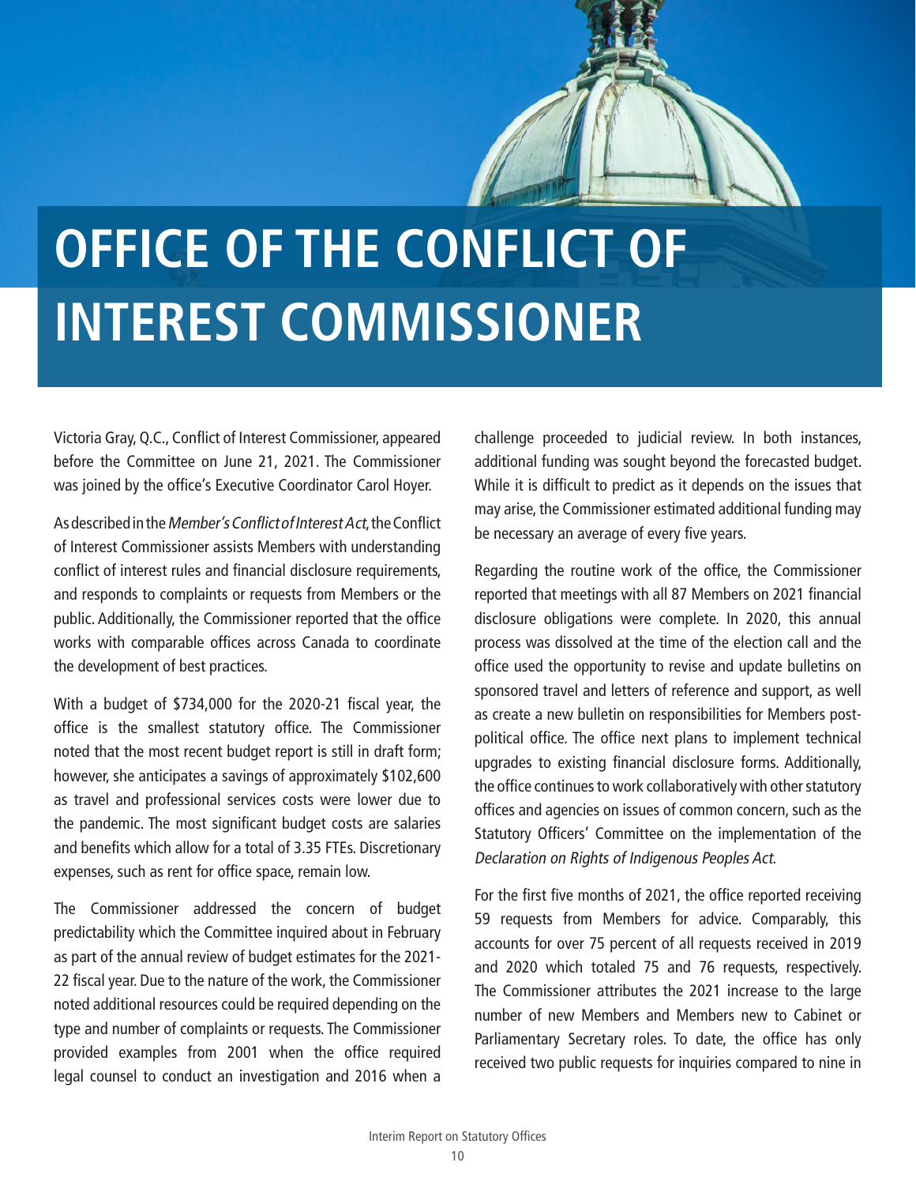# OFFICE OF THE CONFLICT OF INTEREST COMMISSIONER

Victoria Gray, Q.C., Conflict of Interest Commissioner, appeared before the Committee on June 21, 2021. The Commissioner was joined by the office's Executive Coordinator Carol Hoyer.

As described in the *Member's Conflict of Interest Act*, the Conflict of Interest Commissioner assists Members with understanding conflict of interest rules and financial disclosure requirements, and responds to complaints or requests from Members or the public. Additionally, the Commissioner reported that the office works with comparable offices across Canada to coordinate the development of best practices.

With a budget of $734,000 for the 2020-21 fiscal year, the office is the smallest statutory office. The Commissioner noted that the most recent budget report is still in draft form; however, she anticipates a savings of approximately $102,600 as travel and professional services costs were lower due to the pandemic. The most significant budget costs are salaries and benefits which allow for a total of 3.35 FTEs. Discretionary expenses, such as rent for office space, remain low.

The Commissioner addressed the concern of budget predictability which the Committee inquired about in February as part of the annual review of budget estimates for the 2021-22 fiscal year. Due to the nature of the work, the Commissioner noted additional resources could be required depending on the type and number of complaints or requests. The Commissioner provided examples from 2001 when the office required legal counsel to conduct an investigation and 2016 when a challenge proceeded to judicial review. In both instances, additional funding was sought beyond the forecasted budget. While it is difficult to predict as it depends on the issues that may arise, the Commissioner estimated additional funding may be necessary an average of every five years.

Regarding the routine work of the office, the Commissioner reported that meetings with all 87 Members on 2021 financial disclosure obligations were complete. In 2020, this annual process was dissolved at the time of the election call and the office used the opportunity to revise and update bulletins on sponsored travel and letters of reference and support, as well as create a new bulletin on responsibilities for Members post-political office. The office next plans to implement technical upgrades to existing financial disclosure forms. Additionally, the office continues to work collaboratively with other statutory offices and agencies on issues of common concern, such as the Statutory Officers' Committee on the implementation of the *Declaration on Rights of Indigenous Peoples Act.*

For the first five months of 2021, the office reported receiving 59 requests from Members for advice. Comparably, this accounts for over 75 percent of all requests received in 2019 and 2020 which totaled 75 and 76 requests, respectively. The Commissioner attributes the 2021 increase to the large number of new Members and Members new to Cabinet or Parliamentary Secretary roles. To date, the office has only received two public requests for inquiries compared to nine in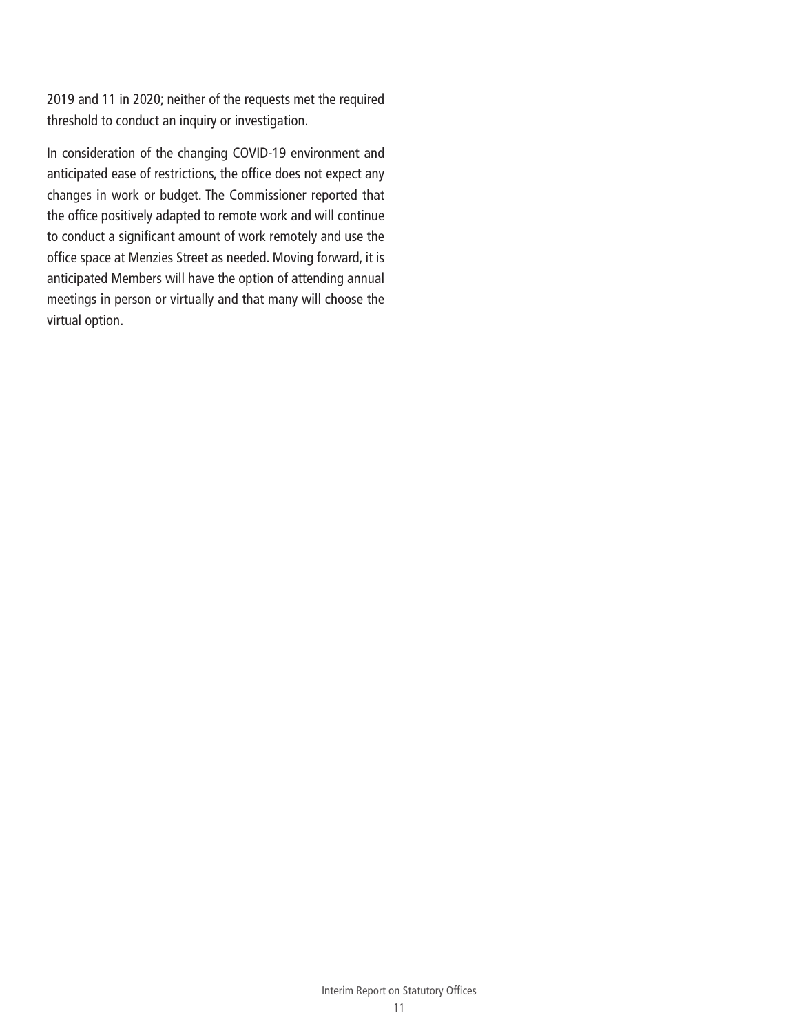2019 and 11 in 2020; neither of the requests met the required threshold to conduct an inquiry or investigation.

In consideration of the changing COVID-19 environment and anticipated ease of restrictions, the office does not expect any changes in work or budget. The Commissioner reported that the office positively adapted to remote work and will continue to conduct a significant amount of work remotely and use the office space at Menzies Street as needed. Moving forward, it is anticipated Members will have the option of attending annual meetings in person or virtually and that many will choose the virtual option.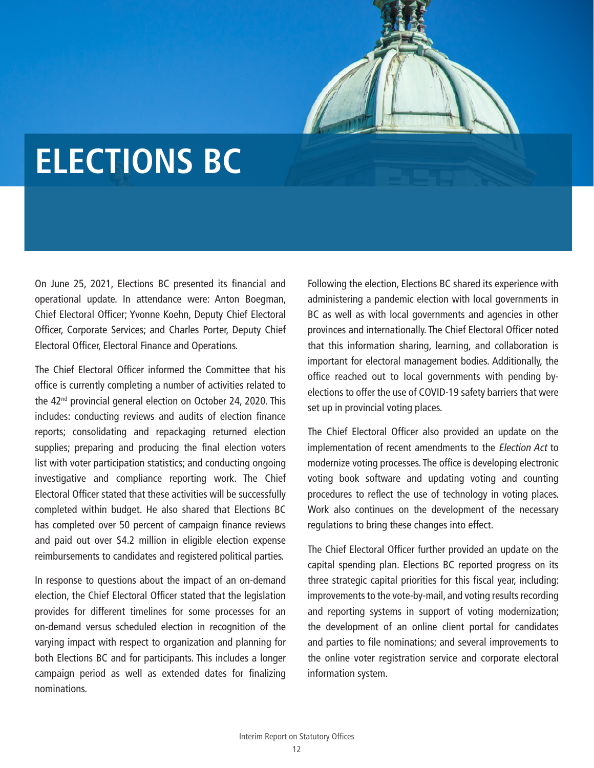# ELECTIONS BC

On June 25, 2021, Elections BC presented its financial and operational update. In attendance were: Anton Boegman, Chief Electoral Officer; Yvonne Koehn, Deputy Chief Electoral Officer, Corporate Services; and Charles Porter, Deputy Chief Electoral Officer, Electoral Finance and Operations.

The Chief Electoral Officer informed the Committee that his office is currently completing a number of activities related to the 42nd provincial general election on October 24, 2020. This includes: conducting reviews and audits of election finance reports; consolidating and repackaging returned election supplies; preparing and producing the final election voters list with voter participation statistics; and conducting ongoing investigative and compliance reporting work. The Chief Electoral Officer stated that these activities will be successfully completed within budget. He also shared that Elections BC has completed over 50 percent of campaign finance reviews and paid out over $4.2 million in eligible election expense reimbursements to candidates and registered political parties.

In response to questions about the impact of an on-demand election, the Chief Electoral Officer stated that the legislation provides for different timelines for some processes for an on-demand versus scheduled election in recognition of the varying impact with respect to organization and planning for both Elections BC and for participants. This includes a longer campaign period as well as extended dates for finalizing nominations.

Following the election, Elections BC shared its experience with administering a pandemic election with local governments in BC as well as with local governments and agencies in other provinces and internationally. The Chief Electoral Officer noted that this information sharing, learning, and collaboration is important for electoral management bodies. Additionally, the office reached out to local governments with pending by-elections to offer the use of COVID-19 safety barriers that were set up in provincial voting places.

The Chief Electoral Officer also provided an update on the implementation of recent amendments to the *Election Act* to modernize voting processes. The office is developing electronic voting book software and updating voting and counting procedures to reflect the use of technology in voting places. Work also continues on the development of the necessary regulations to bring these changes into effect.

The Chief Electoral Officer further provided an update on the capital spending plan. Elections BC reported progress on its three strategic capital priorities for this fiscal year, including: improvements to the vote-by-mail, and voting results recording and reporting systems in support of voting modernization; the development of an online client portal for candidates and parties to file nominations; and several improvements to the online voter registration service and corporate electoral information system.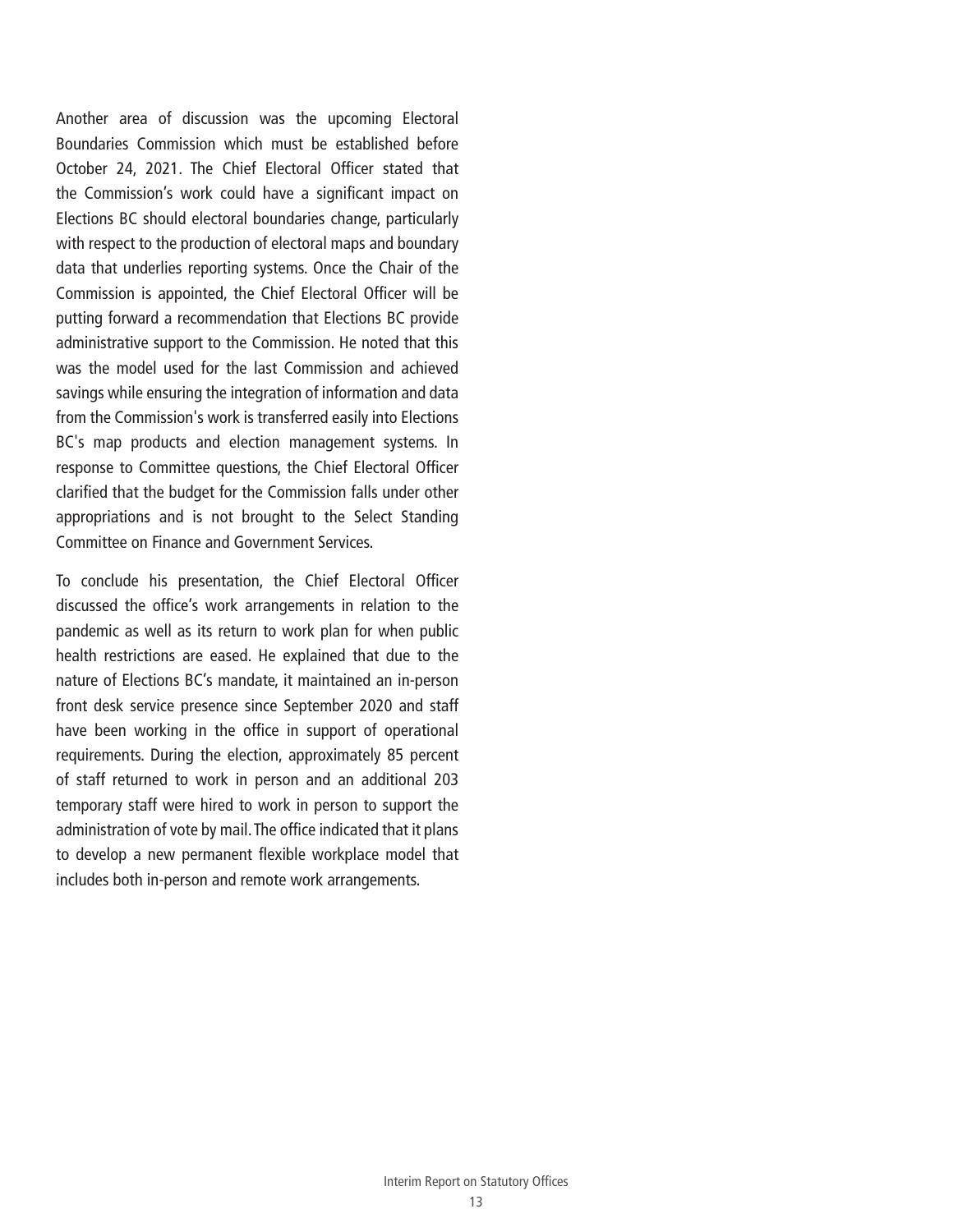Another area of discussion was the upcoming Electoral Boundaries Commission which must be established before October 24, 2021. The Chief Electoral Officer stated that the Commission's work could have a significant impact on Elections BC should electoral boundaries change, particularly with respect to the production of electoral maps and boundary data that underlies reporting systems. Once the Chair of the Commission is appointed, the Chief Electoral Officer will be putting forward a recommendation that Elections BC provide administrative support to the Commission. He noted that this was the model used for the last Commission and achieved savings while ensuring the integration of information and data from the Commission's work is transferred easily into Elections BC's map products and election management systems. In response to Committee questions, the Chief Electoral Officer clarified that the budget for the Commission falls under other appropriations and is not brought to the Select Standing Committee on Finance and Government Services.

To conclude his presentation, the Chief Electoral Officer discussed the office's work arrangements in relation to the pandemic as well as its return to work plan for when public health restrictions are eased. He explained that due to the nature of Elections BC's mandate, it maintained an in-person front desk service presence since September 2020 and staff have been working in the office in support of operational requirements. During the election, approximately 85 percent of staff returned to work in person and an additional 203 temporary staff were hired to work in person to support the administration of vote by mail. The office indicated that it plans to develop a new permanent flexible workplace model that includes both in-person and remote work arrangements.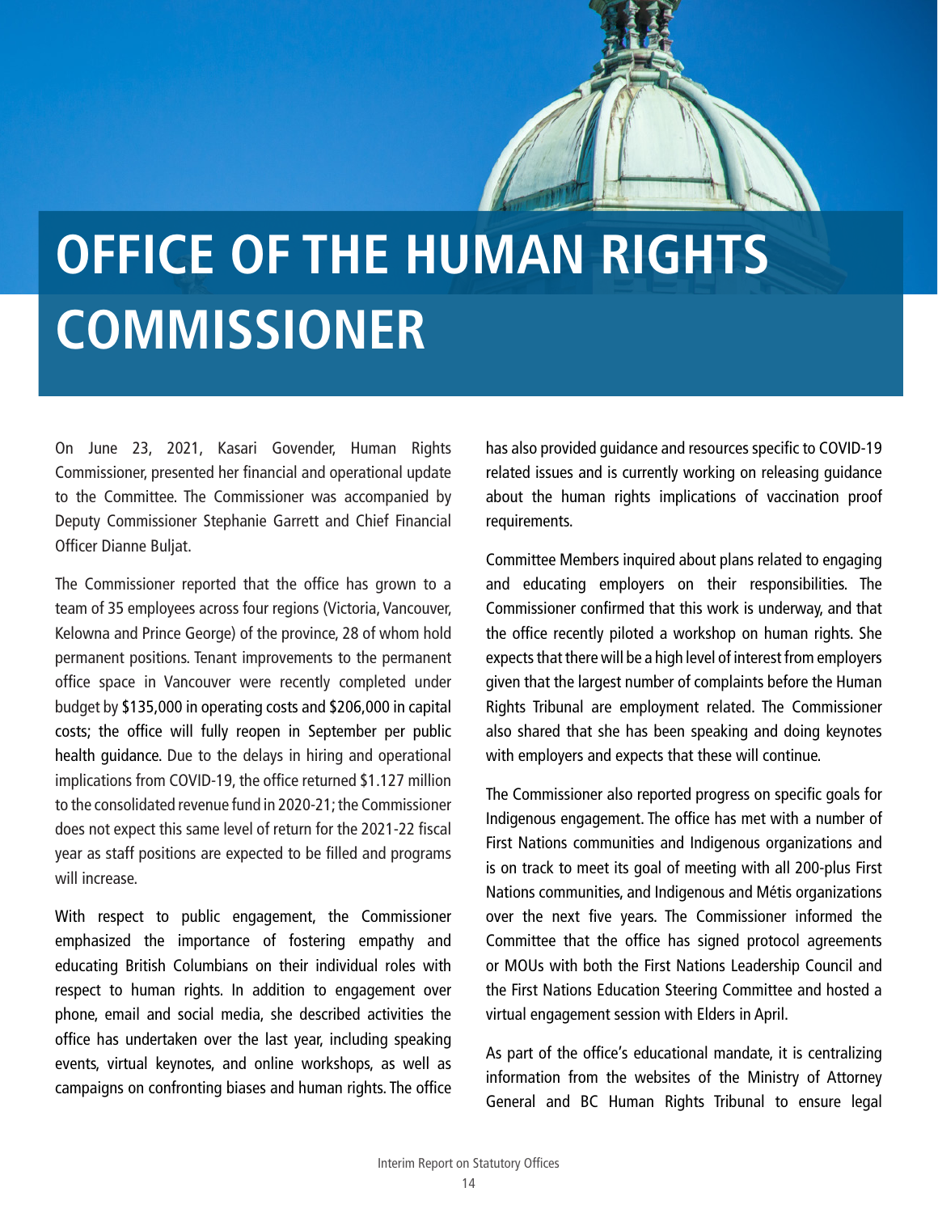# OFFICE OF THE HUMAN RIGHTS COMMISSIONER

On June 23, 2021, Kasari Govender, Human Rights Commissioner, presented her financial and operational update to the Committee. The Commissioner was accompanied by Deputy Commissioner Stephanie Garrett and Chief Financial Officer Dianne Buljat.

The Commissioner reported that the office has grown to a team of 35 employees across four regions (Victoria, Vancouver, Kelowna and Prince George) of the province, 28 of whom hold permanent positions. Tenant improvements to the permanent office space in Vancouver were recently completed under budget by $135,000 in operating costs and $206,000 in capital costs; the office will fully reopen in September per public health guidance. Due to the delays in hiring and operational implications from COVID-19, the office returned $1.127 million to the consolidated revenue fund in 2020-21; the Commissioner does not expect this same level of return for the 2021-22 fiscal year as staff positions are expected to be filled and programs will increase.

With respect to public engagement, the Commissioner emphasized the importance of fostering empathy and educating British Columbians on their individual roles with respect to human rights. In addition to engagement over phone, email and social media, she described activities the office has undertaken over the last year, including speaking events, virtual keynotes, and online workshops, as well as campaigns on confronting biases and human rights. The office has also provided guidance and resources specific to COVID-19 related issues and is currently working on releasing guidance about the human rights implications of vaccination proof requirements.

Committee Members inquired about plans related to engaging and educating employers on their responsibilities. The Commissioner confirmed that this work is underway, and that the office recently piloted a workshop on human rights. She expects that there will be a high level of interest from employers given that the largest number of complaints before the Human Rights Tribunal are employment related. The Commissioner also shared that she has been speaking and doing keynotes with employers and expects that these will continue.

The Commissioner also reported progress on specific goals for Indigenous engagement. The office has met with a number of First Nations communities and Indigenous organizations and is on track to meet its goal of meeting with all 200-plus First Nations communities, and Indigenous and Métis organizations over the next five years. The Commissioner informed the Committee that the office has signed protocol agreements or MOUs with both the First Nations Leadership Council and the First Nations Education Steering Committee and hosted a virtual engagement session with Elders in April.

As part of the office's educational mandate, it is centralizing information from the websites of the Ministry of Attorney General and BC Human Rights Tribunal to ensure legal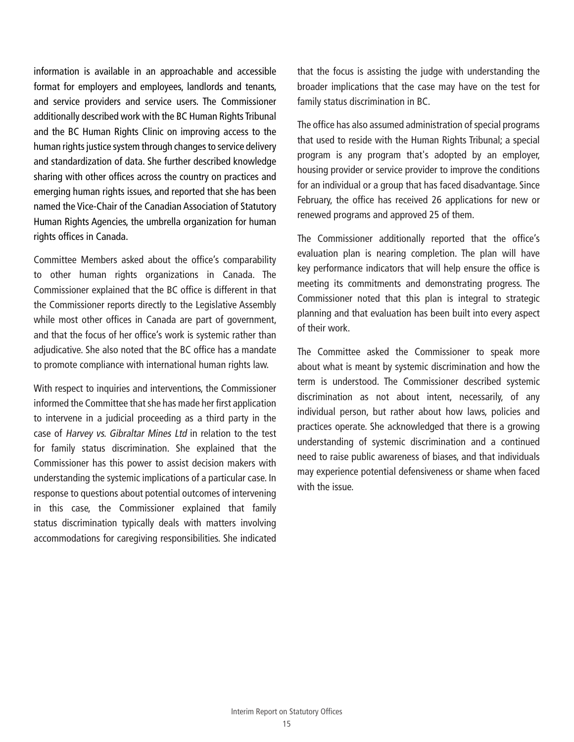information is available in an approachable and accessible format for employers and employees, landlords and tenants, and service providers and service users. The Commissioner additionally described work with the BC Human Rights Tribunal and the BC Human Rights Clinic on improving access to the human rights justice system through changes to service delivery and standardization of data. She further described knowledge sharing with other offices across the country on practices and emerging human rights issues, and reported that she has been named the Vice-Chair of the Canadian Association of Statutory Human Rights Agencies, the umbrella organization for human rights offices in Canada.

Committee Members asked about the office's comparability to other human rights organizations in Canada. The Commissioner explained that the BC office is different in that the Commissioner reports directly to the Legislative Assembly while most other offices in Canada are part of government, and that the focus of her office's work is systemic rather than adjudicative. She also noted that the BC office has a mandate to promote compliance with international human rights law.

With respect to inquiries and interventions, the Commissioner informed the Committee that she has made her first application to intervene in a judicial proceeding as a third party in the case of *Harvey vs. Gibraltar Mines Ltd* in relation to the test for family status discrimination. She explained that the Commissioner has this power to assist decision makers with understanding the systemic implications of a particular case. In response to questions about potential outcomes of intervening in this case, the Commissioner explained that family status discrimination typically deals with matters involving accommodations for caregiving responsibilities. She indicated that the focus is assisting the judge with understanding the broader implications that the case may have on the test for family status discrimination in BC.

The office has also assumed administration of special programs that used to reside with the Human Rights Tribunal; a special program is any program that's adopted by an employer, housing provider or service provider to improve the conditions for an individual or a group that has faced disadvantage. Since February, the office has received 26 applications for new or renewed programs and approved 25 of them.

The Commissioner additionally reported that the office's evaluation plan is nearing completion. The plan will have key performance indicators that will help ensure the office is meeting its commitments and demonstrating progress. The Commissioner noted that this plan is integral to strategic planning and that evaluation has been built into every aspect of their work.

The Committee asked the Commissioner to speak more about what is meant by systemic discrimination and how the term is understood. The Commissioner described systemic discrimination as not about intent, necessarily, of any individual person, but rather about how laws, policies and practices operate. She acknowledged that there is a growing understanding of systemic discrimination and a continued need to raise public awareness of biases, and that individuals may experience potential defensiveness or shame when faced with the issue.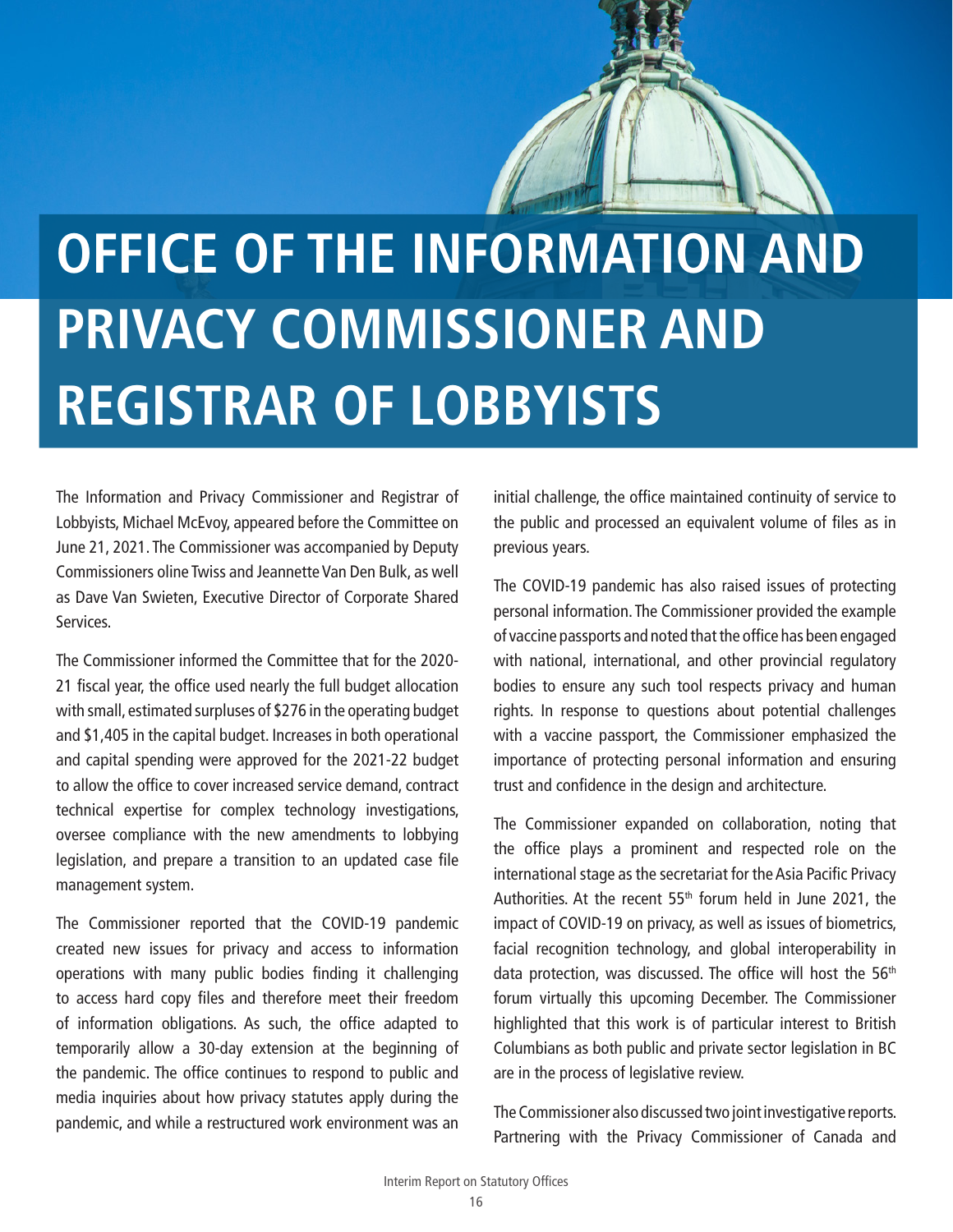# OFFICE OF THE INFORMATION AND PRIVACY COMMISSIONER AND REGISTRAR OF LOBBYISTS

The Information and Privacy Commissioner and Registrar of Lobbyists, Michael McEvoy, appeared before the Committee on June 21, 2021. The Commissioner was accompanied by Deputy Commissioners oline Twiss and Jeannette Van Den Bulk, as well as Dave Van Swieten, Executive Director of Corporate Shared Services.

The Commissioner informed the Committee that for the 2020-21 fiscal year, the office used nearly the full budget allocation with small, estimated surpluses of $276 in the operating budget and $1,405 in the capital budget. Increases in both operational and capital spending were approved for the 2021-22 budget to allow the office to cover increased service demand, contract technical expertise for complex technology investigations, oversee compliance with the new amendments to lobbying legislation, and prepare a transition to an updated case file management system.

The Commissioner reported that the COVID-19 pandemic created new issues for privacy and access to information operations with many public bodies finding it challenging to access hard copy files and therefore meet their freedom of information obligations. As such, the office adapted to temporarily allow a 30-day extension at the beginning of the pandemic. The office continues to respond to public and media inquiries about how privacy statutes apply during the pandemic, and while a restructured work environment was an initial challenge, the office maintained continuity of service to the public and processed an equivalent volume of files as in previous years.

The COVID-19 pandemic has also raised issues of protecting personal information. The Commissioner provided the example of vaccine passports and noted that the office has been engaged with national, international, and other provincial regulatory bodies to ensure any such tool respects privacy and human rights. In response to questions about potential challenges with a vaccine passport, the Commissioner emphasized the importance of protecting personal information and ensuring trust and confidence in the design and architecture.

The Commissioner expanded on collaboration, noting that the office plays a prominent and respected role on the international stage as the secretariat for the Asia Pacific Privacy Authorities. At the recent 55th forum held in June 2021, the impact of COVID-19 on privacy, as well as issues of biometrics, facial recognition technology, and global interoperability in data protection, was discussed. The office will host the 56th forum virtually this upcoming December. The Commissioner highlighted that this work is of particular interest to British Columbians as both public and private sector legislation in BC are in the process of legislative review.

The Commissioner also discussed two joint investigative reports. Partnering with the Privacy Commissioner of Canada and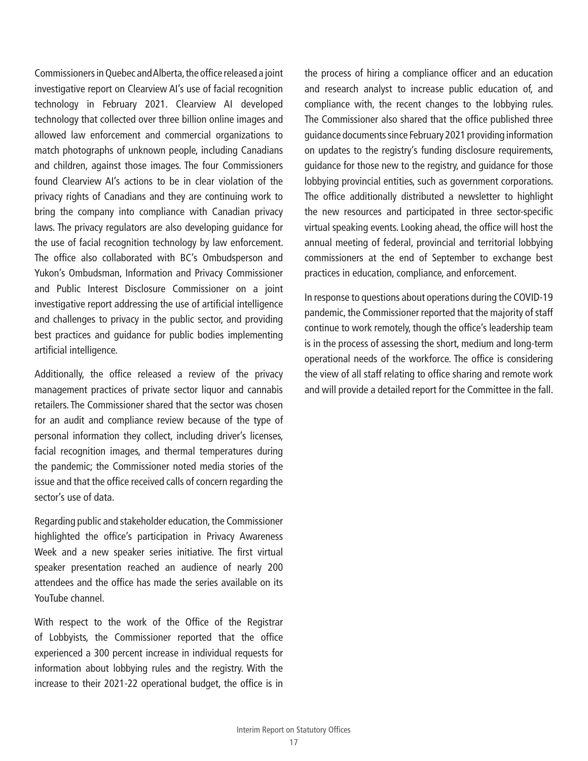Commissioners in Quebec and Alberta, the office released a joint investigative report on Clearview AI's use of facial recognition technology in February 2021. Clearview AI developed technology that collected over three billion online images and allowed law enforcement and commercial organizations to match photographs of unknown people, including Canadians and children, against those images. The four Commissioners found Clearview AI's actions to be in clear violation of the privacy rights of Canadians and they are continuing work to bring the company into compliance with Canadian privacy laws. The privacy regulators are also developing guidance for the use of facial recognition technology by law enforcement. The office also collaborated with BC's Ombudsperson and Yukon's Ombudsman, Information and Privacy Commissioner and Public Interest Disclosure Commissioner on a joint investigative report addressing the use of artificial intelligence and challenges to privacy in the public sector, and providing best practices and guidance for public bodies implementing artificial intelligence.

Additionally, the office released a review of the privacy management practices of private sector liquor and cannabis retailers. The Commissioner shared that the sector was chosen for an audit and compliance review because of the type of personal information they collect, including driver's licenses, facial recognition images, and thermal temperatures during the pandemic; the Commissioner noted media stories of the issue and that the office received calls of concern regarding the sector's use of data.

Regarding public and stakeholder education, the Commissioner highlighted the office's participation in Privacy Awareness Week and a new speaker series initiative. The first virtual speaker presentation reached an audience of nearly 200 attendees and the office has made the series available on its YouTube channel.

With respect to the work of the Office of the Registrar of Lobbyists, the Commissioner reported that the office experienced a 300 percent increase in individual requests for information about lobbying rules and the registry. With the increase to their 2021-22 operational budget, the office is in the process of hiring a compliance officer and an education and research analyst to increase public education of, and compliance with, the recent changes to the lobbying rules. The Commissioner also shared that the office published three guidance documents since February 2021 providing information on updates to the registry's funding disclosure requirements, guidance for those new to the registry, and guidance for those lobbying provincial entities, such as government corporations. The office additionally distributed a newsletter to highlight the new resources and participated in three sector-specific virtual speaking events. Looking ahead, the office will host the annual meeting of federal, provincial and territorial lobbying commissioners at the end of September to exchange best practices in education, compliance, and enforcement.

In response to questions about operations during the COVID-19 pandemic, the Commissioner reported that the majority of staff continue to work remotely, though the office's leadership team is in the process of assessing the short, medium and long-term operational needs of the workforce. The office is considering the view of all staff relating to office sharing and remote work and will provide a detailed report for the Committee in the fall.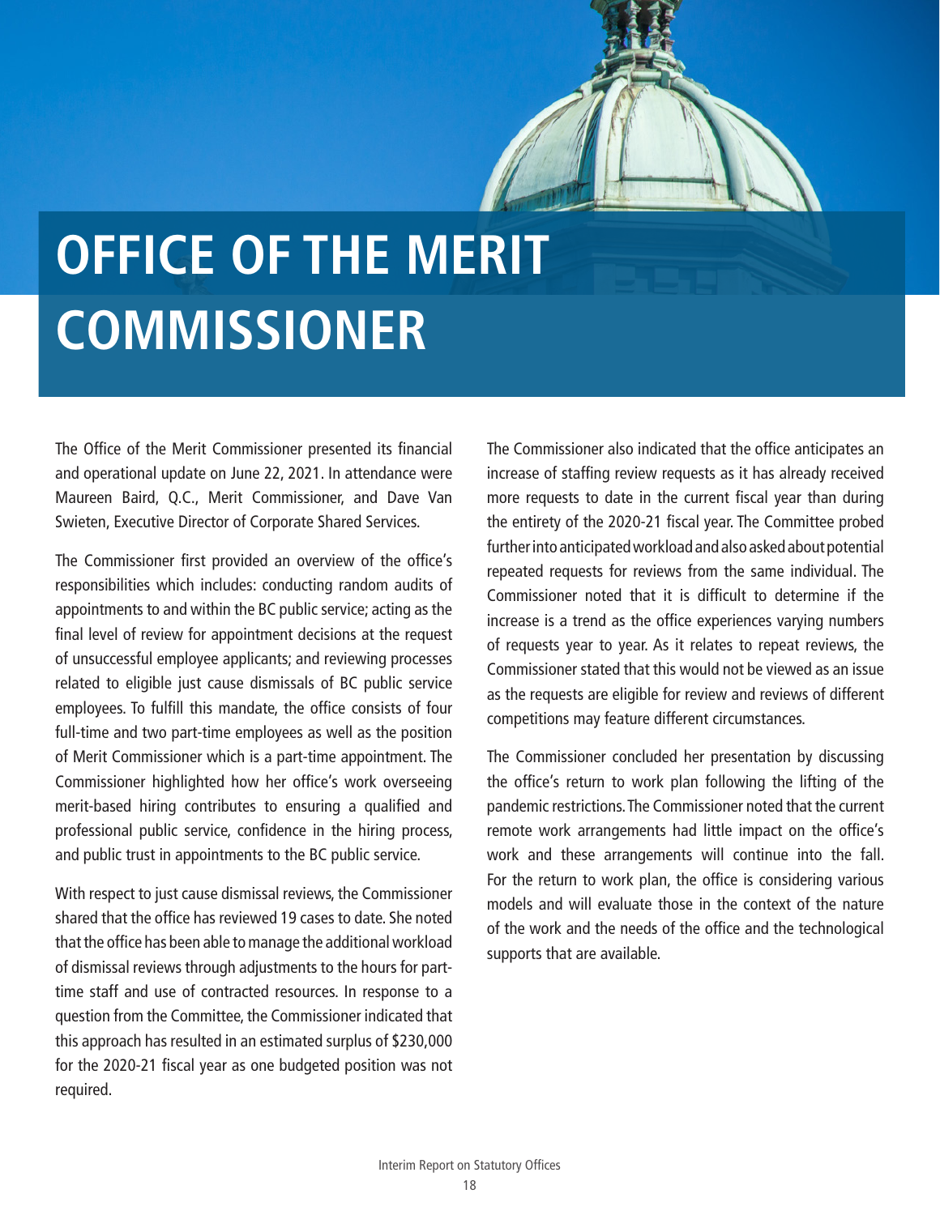# OFFICE OF THE MERIT COMMISSIONER

The Office of the Merit Commissioner presented its financial and operational update on June 22, 2021. In attendance were Maureen Baird, Q.C., Merit Commissioner, and Dave Van Swieten, Executive Director of Corporate Shared Services.

The Commissioner first provided an overview of the office's responsibilities which includes: conducting random audits of appointments to and within the BC public service; acting as the final level of review for appointment decisions at the request of unsuccessful employee applicants; and reviewing processes related to eligible just cause dismissals of BC public service employees. To fulfill this mandate, the office consists of four full-time and two part-time employees as well as the position of Merit Commissioner which is a part-time appointment. The Commissioner highlighted how her office's work overseeing merit-based hiring contributes to ensuring a qualified and professional public service, confidence in the hiring process, and public trust in appointments to the BC public service.

With respect to just cause dismissal reviews, the Commissioner shared that the office has reviewed 19 cases to date. She noted that the office has been able to manage the additional workload of dismissal reviews through adjustments to the hours for part-time staff and use of contracted resources. In response to a question from the Committee, the Commissioner indicated that this approach has resulted in an estimated surplus of $230,000 for the 2020-21 fiscal year as one budgeted position was not required.

The Commissioner also indicated that the office anticipates an increase of staffing review requests as it has already received more requests to date in the current fiscal year than during the entirety of the 2020-21 fiscal year. The Committee probed further into anticipated workload and also asked about potential repeated requests for reviews from the same individual. The Commissioner noted that it is difficult to determine if the increase is a trend as the office experiences varying numbers of requests year to year. As it relates to repeat reviews, the Commissioner stated that this would not be viewed as an issue as the requests are eligible for review and reviews of different competitions may feature different circumstances.

The Commissioner concluded her presentation by discussing the office's return to work plan following the lifting of the pandemic restrictions. The Commissioner noted that the current remote work arrangements had little impact on the office's work and these arrangements will continue into the fall. For the return to work plan, the office is considering various models and will evaluate those in the context of the nature of the work and the needs of the office and the technological supports that are available.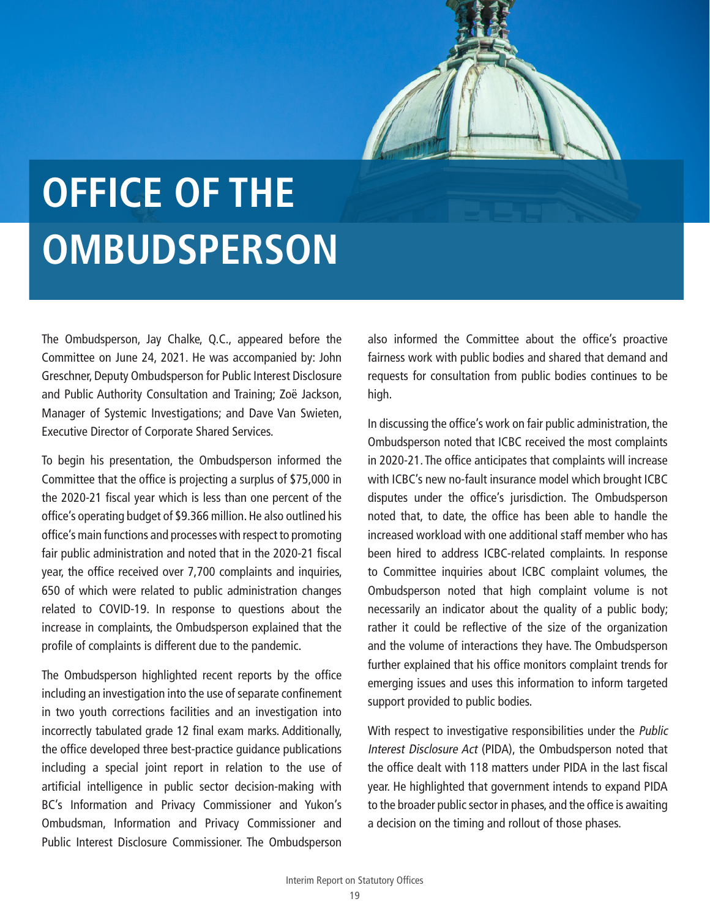# OFFICE OF THE OMBUDSPERSON

The Ombudsperson, Jay Chalke, Q.C., appeared before the Committee on June 24, 2021. He was accompanied by: John Greschner, Deputy Ombudsperson for Public Interest Disclosure and Public Authority Consultation and Training; Zoë Jackson, Manager of Systemic Investigations; and Dave Van Swieten, Executive Director of Corporate Shared Services.

To begin his presentation, the Ombudsperson informed the Committee that the office is projecting a surplus of $75,000 in the 2020-21 fiscal year which is less than one percent of the office's operating budget of $9.366 million. He also outlined his office's main functions and processes with respect to promoting fair public administration and noted that in the 2020-21 fiscal year, the office received over 7,700 complaints and inquiries, 650 of which were related to public administration changes related to COVID-19. In response to questions about the increase in complaints, the Ombudsperson explained that the profile of complaints is different due to the pandemic.

The Ombudsperson highlighted recent reports by the office including an investigation into the use of separate confinement in two youth corrections facilities and an investigation into incorrectly tabulated grade 12 final exam marks. Additionally, the office developed three best-practice guidance publications including a special joint report in relation to the use of artificial intelligence in public sector decision-making with BC's Information and Privacy Commissioner and Yukon's Ombudsman, Information and Privacy Commissioner and Public Interest Disclosure Commissioner. The Ombudsperson also informed the Committee about the office's proactive fairness work with public bodies and shared that demand and requests for consultation from public bodies continues to be high.

In discussing the office's work on fair public administration, the Ombudsperson noted that ICBC received the most complaints in 2020-21. The office anticipates that complaints will increase with ICBC's new no-fault insurance model which brought ICBC disputes under the office's jurisdiction. The Ombudsperson noted that, to date, the office has been able to handle the increased workload with one additional staff member who has been hired to address ICBC-related complaints. In response to Committee inquiries about ICBC complaint volumes, the Ombudsperson noted that high complaint volume is not necessarily an indicator about the quality of a public body; rather it could be reflective of the size of the organization and the volume of interactions they have. The Ombudsperson further explained that his office monitors complaint trends for emerging issues and uses this information to inform targeted support provided to public bodies.

With respect to investigative responsibilities under the *Public Interest Disclosure Act* (PIDA), the Ombudsperson noted that the office dealt with 118 matters under PIDA in the last fiscal year. He highlighted that government intends to expand PIDA to the broader public sector in phases, and the office is awaiting a decision on the timing and rollout of those phases.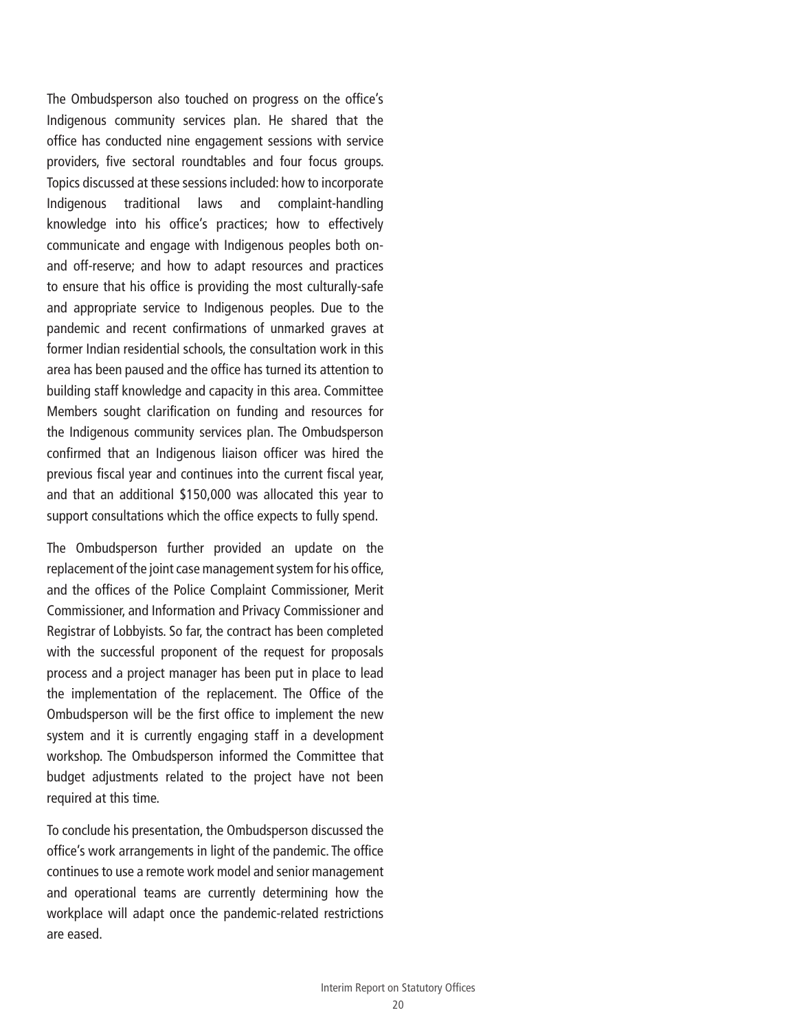The Ombudsperson also touched on progress on the office's Indigenous community services plan. He shared that the office has conducted nine engagement sessions with service providers, five sectoral roundtables and four focus groups. Topics discussed at these sessions included: how to incorporate Indigenous traditional laws and complaint-handling knowledge into his office's practices; how to effectively communicate and engage with Indigenous peoples both on- and off-reserve; and how to adapt resources and practices to ensure that his office is providing the most culturally-safe and appropriate service to Indigenous peoples. Due to the pandemic and recent confirmations of unmarked graves at former Indian residential schools, the consultation work in this area has been paused and the office has turned its attention to building staff knowledge and capacity in this area. Committee Members sought clarification on funding and resources for the Indigenous community services plan. The Ombudsperson confirmed that an Indigenous liaison officer was hired the previous fiscal year and continues into the current fiscal year, and that an additional $150,000 was allocated this year to support consultations which the office expects to fully spend.

The Ombudsperson further provided an update on the replacement of the joint case management system for his office, and the offices of the Police Complaint Commissioner, Merit Commissioner, and Information and Privacy Commissioner and Registrar of Lobbyists. So far, the contract has been completed with the successful proponent of the request for proposals process and a project manager has been put in place to lead the implementation of the replacement. The Office of the Ombudsperson will be the first office to implement the new system and it is currently engaging staff in a development workshop. The Ombudsperson informed the Committee that budget adjustments related to the project have not been required at this time.

To conclude his presentation, the Ombudsperson discussed the office's work arrangements in light of the pandemic. The office continues to use a remote work model and senior management and operational teams are currently determining how the workplace will adapt once the pandemic-related restrictions are eased.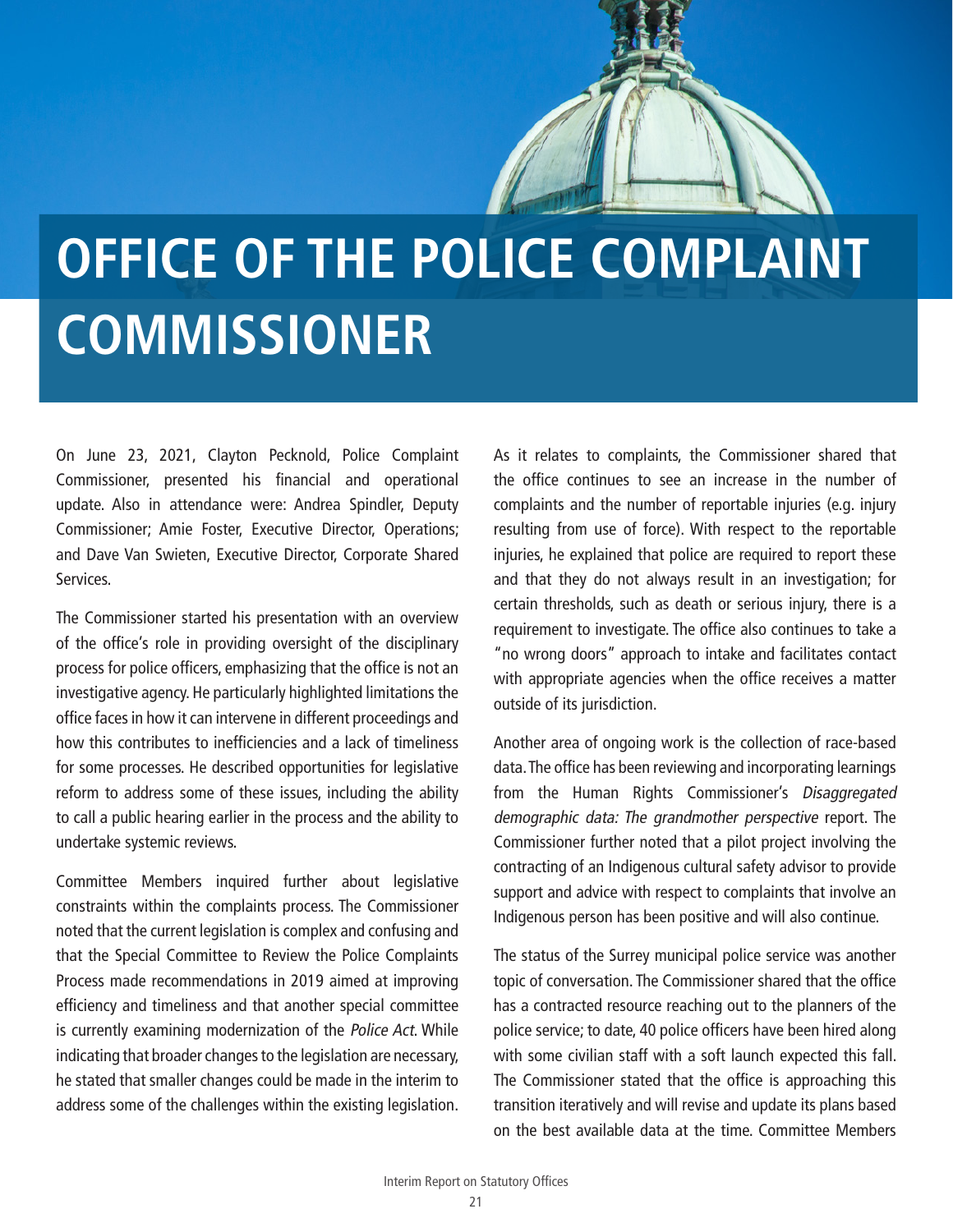# OFFICE OF THE POLICE COMPLAINT COMMISSIONER

On June 23, 2021, Clayton Pecknold, Police Complaint Commissioner, presented his financial and operational update. Also in attendance were: Andrea Spindler, Deputy Commissioner; Amie Foster, Executive Director, Operations; and Dave Van Swieten, Executive Director, Corporate Shared Services.

The Commissioner started his presentation with an overview of the office's role in providing oversight of the disciplinary process for police officers, emphasizing that the office is not an investigative agency. He particularly highlighted limitations the office faces in how it can intervene in different proceedings and how this contributes to inefficiencies and a lack of timeliness for some processes. He described opportunities for legislative reform to address some of these issues, including the ability to call a public hearing earlier in the process and the ability to undertake systemic reviews.

Committee Members inquired further about legislative constraints within the complaints process. The Commissioner noted that the current legislation is complex and confusing and that the Special Committee to Review the Police Complaints Process made recommendations in 2019 aimed at improving efficiency and timeliness and that another special committee is currently examining modernization of the *Police Act*. While indicating that broader changes to the legislation are necessary, he stated that smaller changes could be made in the interim to address some of the challenges within the existing legislation.

As it relates to complaints, the Commissioner shared that the office continues to see an increase in the number of complaints and the number of reportable injuries (e.g. injury resulting from use of force). With respect to the reportable injuries, he explained that police are required to report these and that they do not always result in an investigation; for certain thresholds, such as death or serious injury, there is a requirement to investigate. The office also continues to take a "no wrong doors" approach to intake and facilitates contact with appropriate agencies when the office receives a matter outside of its jurisdiction.

Another area of ongoing work is the collection of race-based data. The office has been reviewing and incorporating learnings from the Human Rights Commissioner's *Disaggregated demographic data: The grandmother perspective* report. The Commissioner further noted that a pilot project involving the contracting of an Indigenous cultural safety advisor to provide support and advice with respect to complaints that involve an Indigenous person has been positive and will also continue.

The status of the Surrey municipal police service was another topic of conversation. The Commissioner shared that the office has a contracted resource reaching out to the planners of the police service; to date, 40 police officers have been hired along with some civilian staff with a soft launch expected this fall. The Commissioner stated that the office is approaching this transition iteratively and will revise and update its plans based on the best available data at the time. Committee Members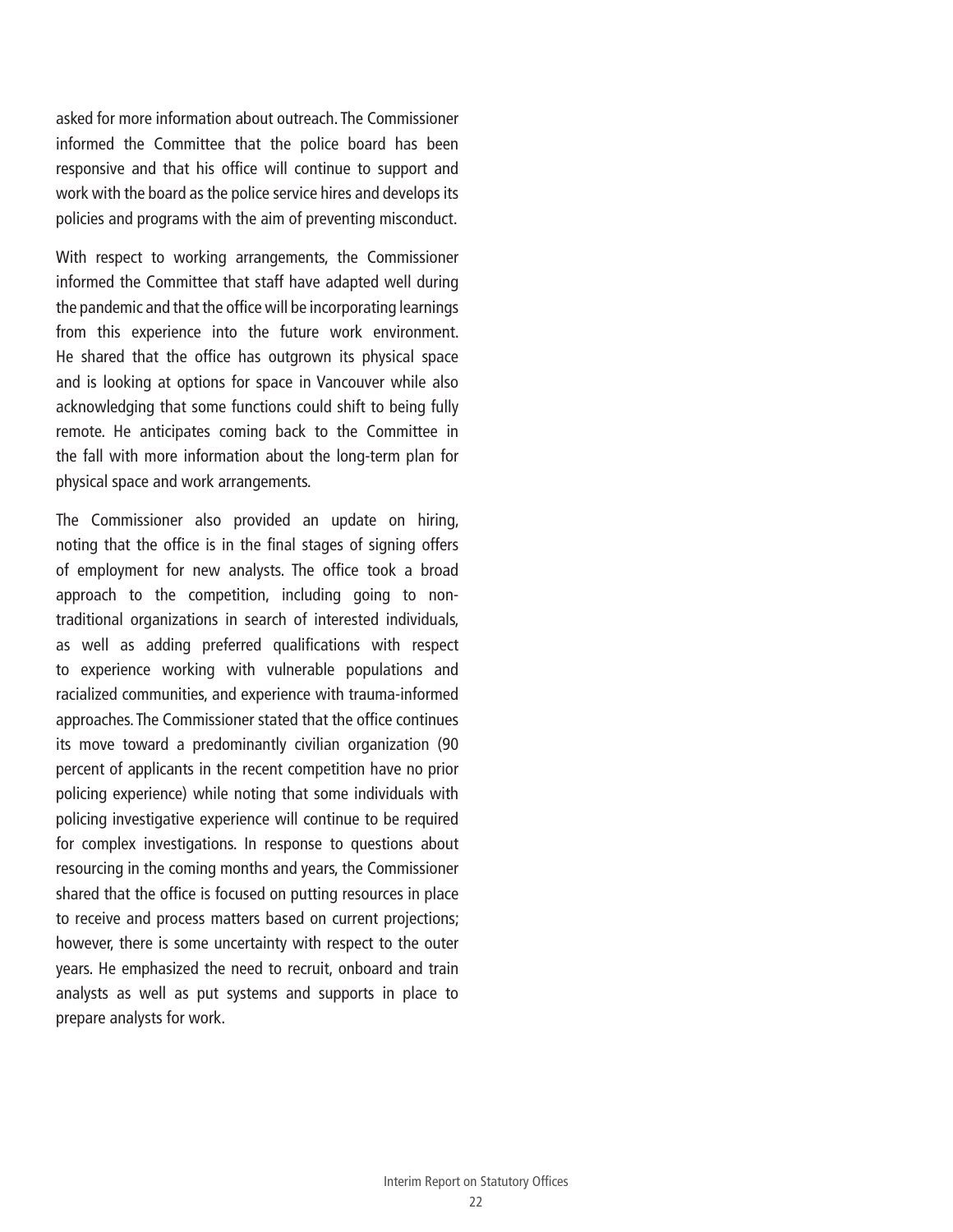asked for more information about outreach. The Commissioner informed the Committee that the police board has been responsive and that his office will continue to support and work with the board as the police service hires and develops its policies and programs with the aim of preventing misconduct.

With respect to working arrangements, the Commissioner informed the Committee that staff have adapted well during the pandemic and that the office will be incorporating learnings from this experience into the future work environment. He shared that the office has outgrown its physical space and is looking at options for space in Vancouver while also acknowledging that some functions could shift to being fully remote. He anticipates coming back to the Committee in the fall with more information about the long-term plan for physical space and work arrangements.

The Commissioner also provided an update on hiring, noting that the office is in the final stages of signing offers of employment for new analysts. The office took a broad approach to the competition, including going to non-traditional organizations in search of interested individuals, as well as adding preferred qualifications with respect to experience working with vulnerable populations and racialized communities, and experience with trauma-informed approaches. The Commissioner stated that the office continues its move toward a predominantly civilian organization (90 percent of applicants in the recent competition have no prior policing experience) while noting that some individuals with policing investigative experience will continue to be required for complex investigations. In response to questions about resourcing in the coming months and years, the Commissioner shared that the office is focused on putting resources in place to receive and process matters based on current projections; however, there is some uncertainty with respect to the outer years. He emphasized the need to recruit, onboard and train analysts as well as put systems and supports in place to prepare analysts for work.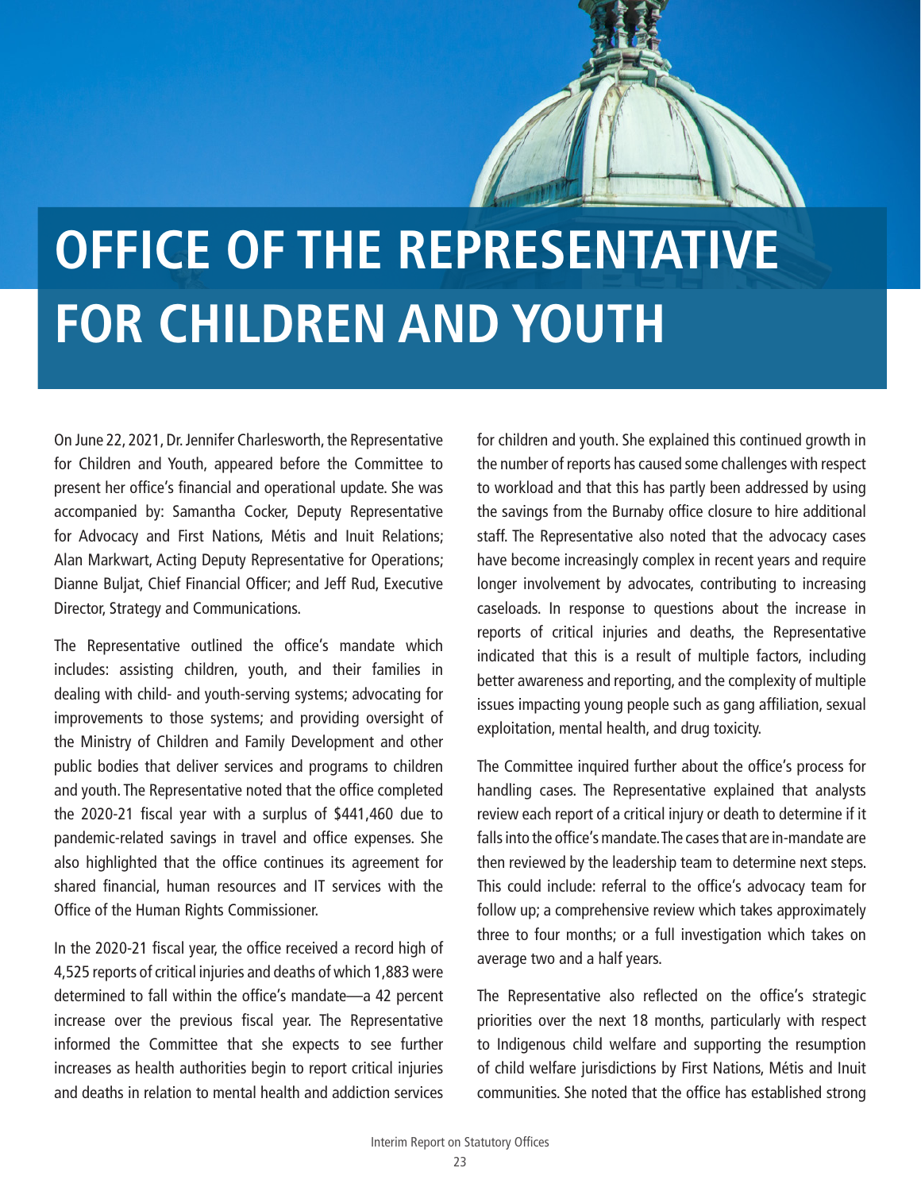# OFFICE OF THE REPRESENTATIVE FOR CHILDREN AND YOUTH

On June 22, 2021, Dr. Jennifer Charlesworth, the Representative for Children and Youth, appeared before the Committee to present her office's financial and operational update. She was accompanied by: Samantha Cocker, Deputy Representative for Advocacy and First Nations, Métis and Inuit Relations; Alan Markwart, Acting Deputy Representative for Operations; Dianne Buljat, Chief Financial Officer; and Jeff Rud, Executive Director, Strategy and Communications.

The Representative outlined the office's mandate which includes: assisting children, youth, and their families in dealing with child- and youth-serving systems; advocating for improvements to those systems; and providing oversight of the Ministry of Children and Family Development and other public bodies that deliver services and programs to children and youth. The Representative noted that the office completed the 2020-21 fiscal year with a surplus of $441,460 due to pandemic-related savings in travel and office expenses. She also highlighted that the office continues its agreement for shared financial, human resources and IT services with the Office of the Human Rights Commissioner.

In the 2020-21 fiscal year, the office received a record high of 4,525 reports of critical injuries and deaths of which 1,883 were determined to fall within the office's mandate—a 42 percent increase over the previous fiscal year. The Representative informed the Committee that she expects to see further increases as health authorities begin to report critical injuries and deaths in relation to mental health and addiction services for children and youth. She explained this continued growth in the number of reports has caused some challenges with respect to workload and that this has partly been addressed by using the savings from the Burnaby office closure to hire additional staff. The Representative also noted that the advocacy cases have become increasingly complex in recent years and require longer involvement by advocates, contributing to increasing caseloads. In response to questions about the increase in reports of critical injuries and deaths, the Representative indicated that this is a result of multiple factors, including better awareness and reporting, and the complexity of multiple issues impacting young people such as gang affiliation, sexual exploitation, mental health, and drug toxicity.

The Committee inquired further about the office's process for handling cases. The Representative explained that analysts review each report of a critical injury or death to determine if it falls into the office's mandate. The cases that are in-mandate are then reviewed by the leadership team to determine next steps. This could include: referral to the office's advocacy team for follow up; a comprehensive review which takes approximately three to four months; or a full investigation which takes on average two and a half years.

The Representative also reflected on the office's strategic priorities over the next 18 months, particularly with respect to Indigenous child welfare and supporting the resumption of child welfare jurisdictions by First Nations, Métis and Inuit communities. She noted that the office has established strong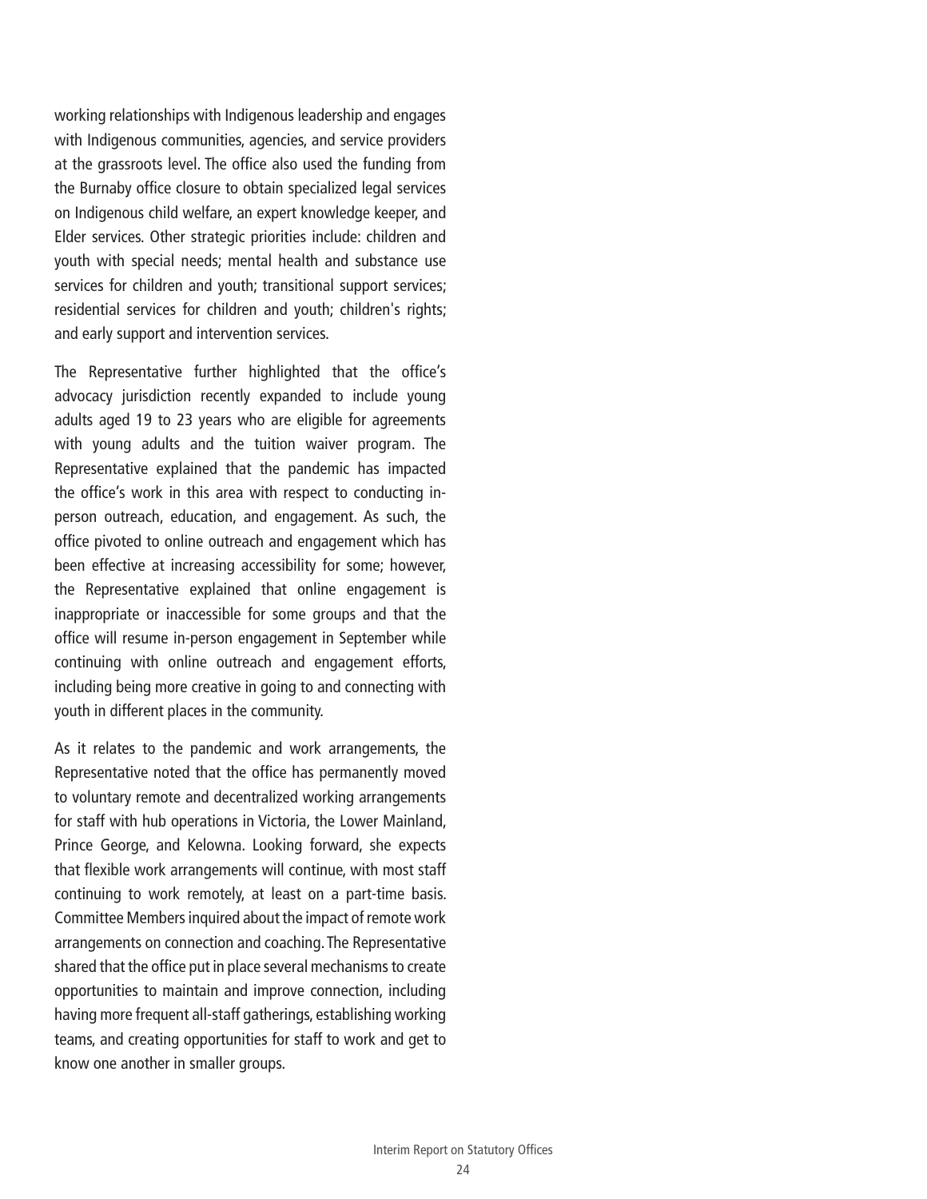working relationships with Indigenous leadership and engages with Indigenous communities, agencies, and service providers at the grassroots level. The office also used the funding from the Burnaby office closure to obtain specialized legal services on Indigenous child welfare, an expert knowledge keeper, and Elder services. Other strategic priorities include: children and youth with special needs; mental health and substance use services for children and youth; transitional support services; residential services for children and youth; children's rights; and early support and intervention services.

The Representative further highlighted that the office's advocacy jurisdiction recently expanded to include young adults aged 19 to 23 years who are eligible for agreements with young adults and the tuition waiver program. The Representative explained that the pandemic has impacted the office's work in this area with respect to conducting in-person outreach, education, and engagement. As such, the office pivoted to online outreach and engagement which has been effective at increasing accessibility for some; however, the Representative explained that online engagement is inappropriate or inaccessible for some groups and that the office will resume in-person engagement in September while continuing with online outreach and engagement efforts, including being more creative in going to and connecting with youth in different places in the community.

As it relates to the pandemic and work arrangements, the Representative noted that the office has permanently moved to voluntary remote and decentralized working arrangements for staff with hub operations in Victoria, the Lower Mainland, Prince George, and Kelowna. Looking forward, she expects that flexible work arrangements will continue, with most staff continuing to work remotely, at least on a part-time basis. Committee Members inquired about the impact of remote work arrangements on connection and coaching. The Representative shared that the office put in place several mechanisms to create opportunities to maintain and improve connection, including having more frequent all-staff gatherings, establishing working teams, and creating opportunities for staff to work and get to know one another in smaller groups.